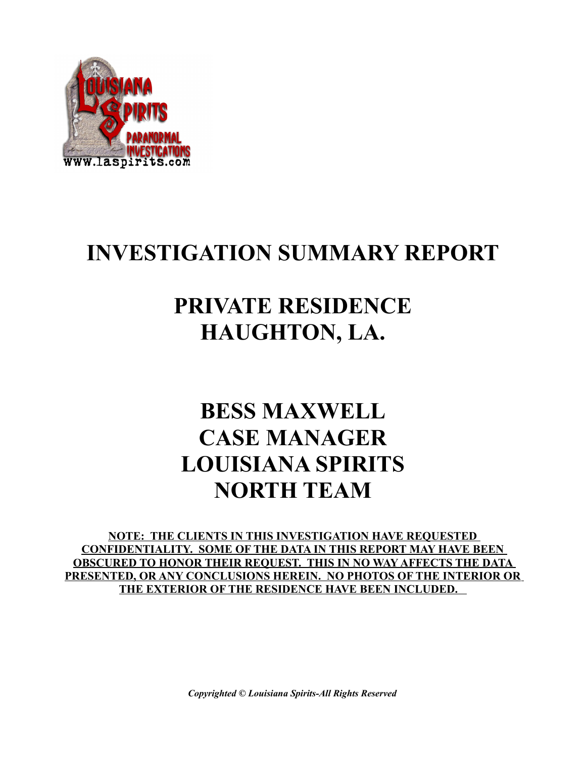# INVESTIGATION SUMMARY REPORT

# PRIVATE RESIDENCE
# HAUGHTON, LA.

## BESS MAXWELL
## CASE MANAGER
## LOUISIANA SPIRITS
## NORTH TEAM

**NOTE: THE CLIENTS IN THIS INVESTIGATION HAVE REQUESTED CONFIDENTIALITY. SOME OF THE DATA IN THIS REPORT MAY HAVE BEEN OBSCURED TO HONOR THEIR REQUEST. THIS IN NO WAY AFFECTS THE DATA PRESENTED, OR ANY CONCLUSIONS HEREIN. NO PHOTOS OF THE INTERIOR OR THE EXTERIOR OF THE RESIDENCE HAVE BEEN INCLUDED.**

***Copyrighted © Louisiana Spirits-All Rights Reserved***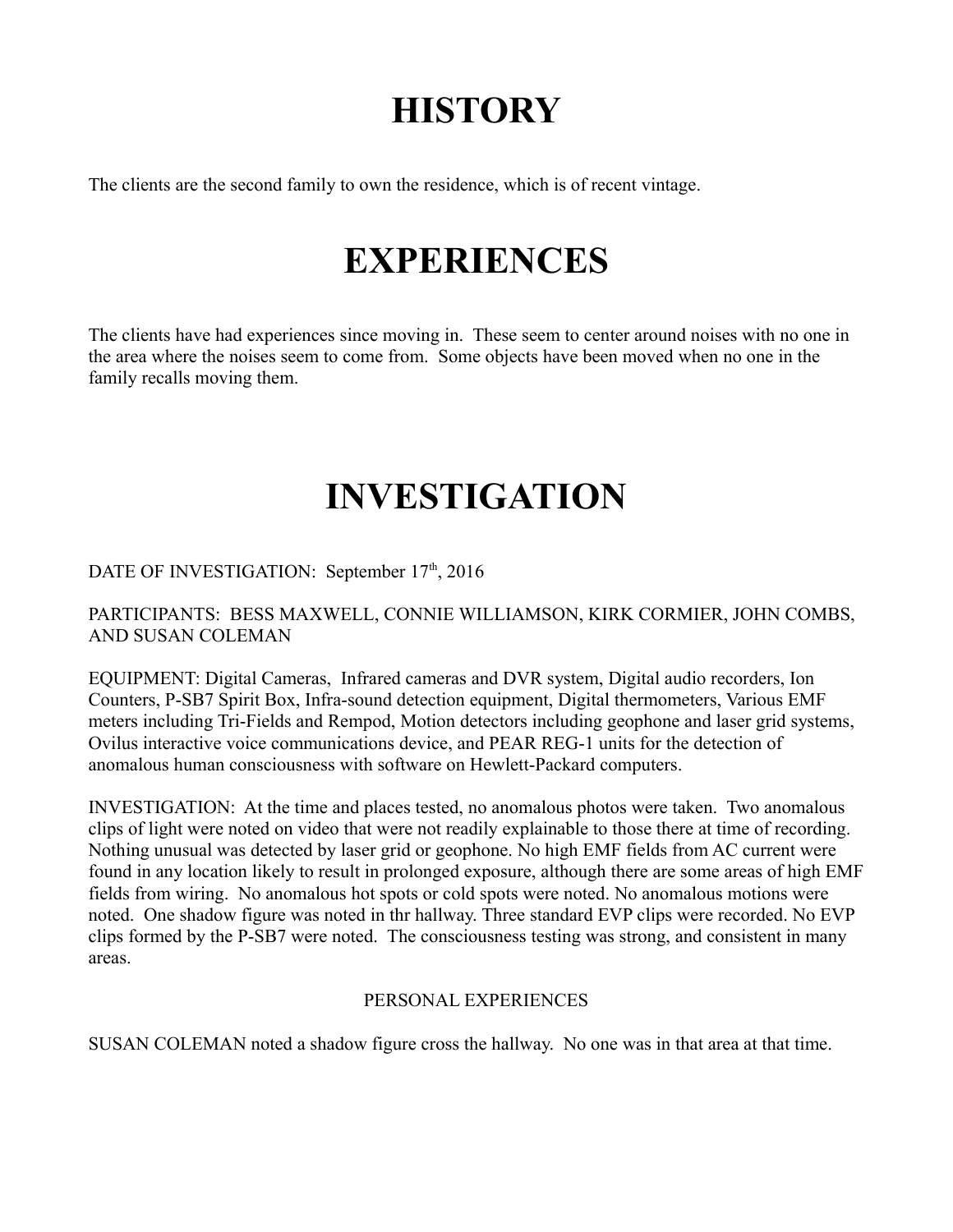# HISTORY

The clients are the second family to own the residence, which is of recent vintage.

# EXPERIENCES

The clients have had experiences since moving in. These seem to center around noises with no one in the area where the noises seem to come from. Some objects have been moved when no one in the family recalls moving them.

# INVESTIGATION

DATE OF INVESTIGATION: September 17th, 2016

PARTICIPANTS: BESS MAXWELL, CONNIE WILLIAMSON, KIRK CORMIER, JOHN COMBS, AND SUSAN COLEMAN

EQUIPMENT: Digital Cameras, Infrared cameras and DVR system, Digital audio recorders, Ion Counters, P-SB7 Spirit Box, Infra-sound detection equipment, Digital thermometers, Various EMF meters including Tri-Fields and Rempod, Motion detectors including geophone and laser grid systems, Ovilus interactive voice communications device, and PEAR REG-1 units for the detection of anomalous human consciousness with software on Hewlett-Packard computers.

INVESTIGATION: At the time and places tested, no anomalous photos were taken. Two anomalous clips of light were noted on video that were not readily explainable to those there at time of recording. Nothing unusual was detected by laser grid or geophone. No high EMF fields from AC current were found in any location likely to result in prolonged exposure, although there are some areas of high EMF fields from wiring. No anomalous hot spots or cold spots were noted. No anomalous motions were noted. One shadow figure was noted in thr hallway. Three standard EVP clips were recorded. No EVP clips formed by the P-SB7 were noted. The consciousness testing was strong, and consistent in many areas.

PERSONAL EXPERIENCES

SUSAN COLEMAN noted a shadow figure cross the hallway. No one was in that area at that time.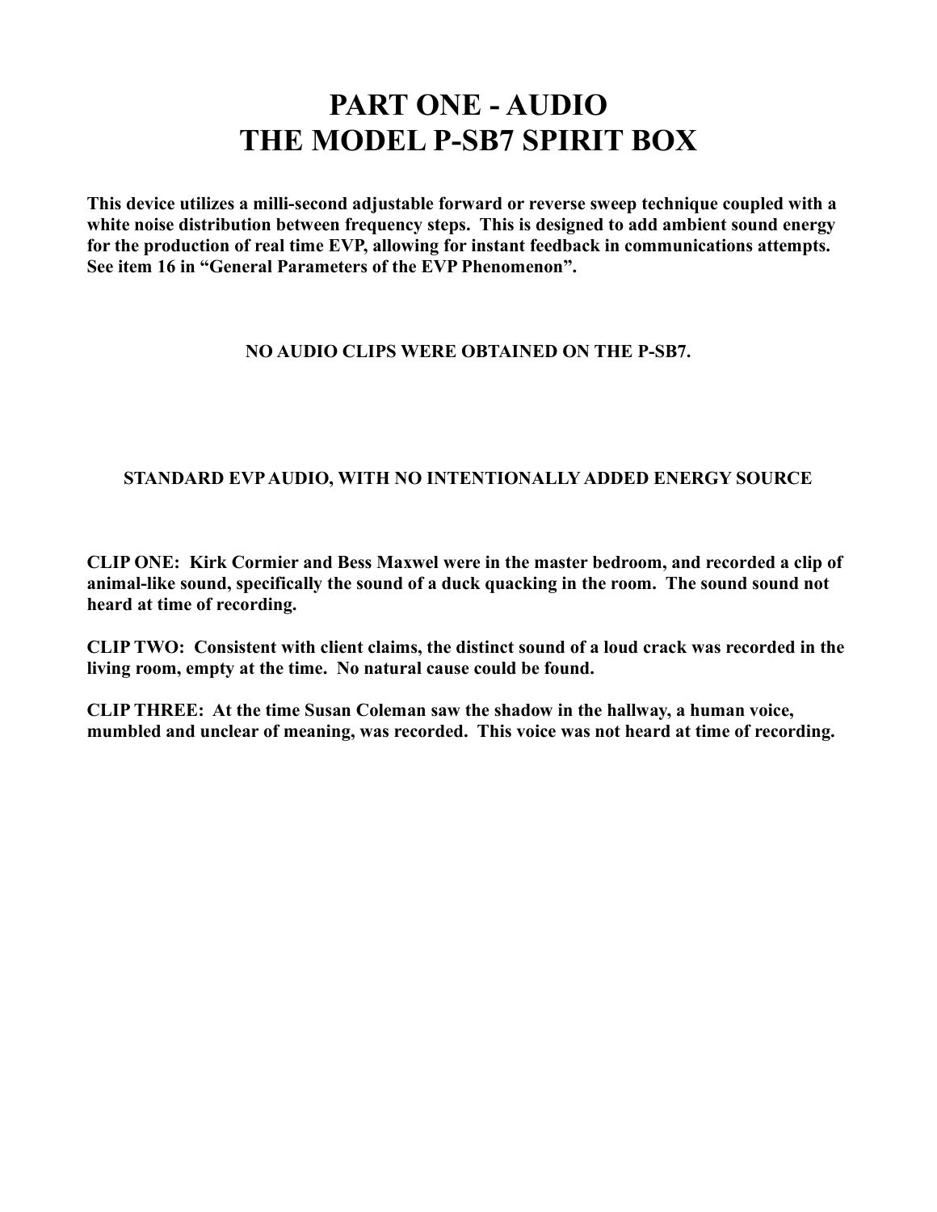# PART ONE - AUDIO
# THE MODEL P-SB7 SPIRIT BOX

**This device utilizes a milli-second adjustable forward or reverse sweep technique coupled with a white noise distribution between frequency steps. This is designed to add ambient sound energy for the production of real time EVP, allowing for instant feedback in communications attempts. See item 16 in "General Parameters of the EVP Phenomenon".**

**NO AUDIO CLIPS WERE OBTAINED ON THE P-SB7.**

**STANDARD EVP AUDIO, WITH NO INTENTIONALLY ADDED ENERGY SOURCE**

**CLIP ONE: Kirk Cormier and Bess Maxwel were in the master bedroom, and recorded a clip of animal-like sound, specifically the sound of a duck quacking in the room. The sound sound not heard at time of recording.**

**CLIP TWO: Consistent with client claims, the distinct sound of a loud crack was recorded in the living room, empty at the time. No natural cause could be found.**

**CLIP THREE: At the time Susan Coleman saw the shadow in the hallway, a human voice, mumbled and unclear of meaning, was recorded. This voice was not heard at time of recording.**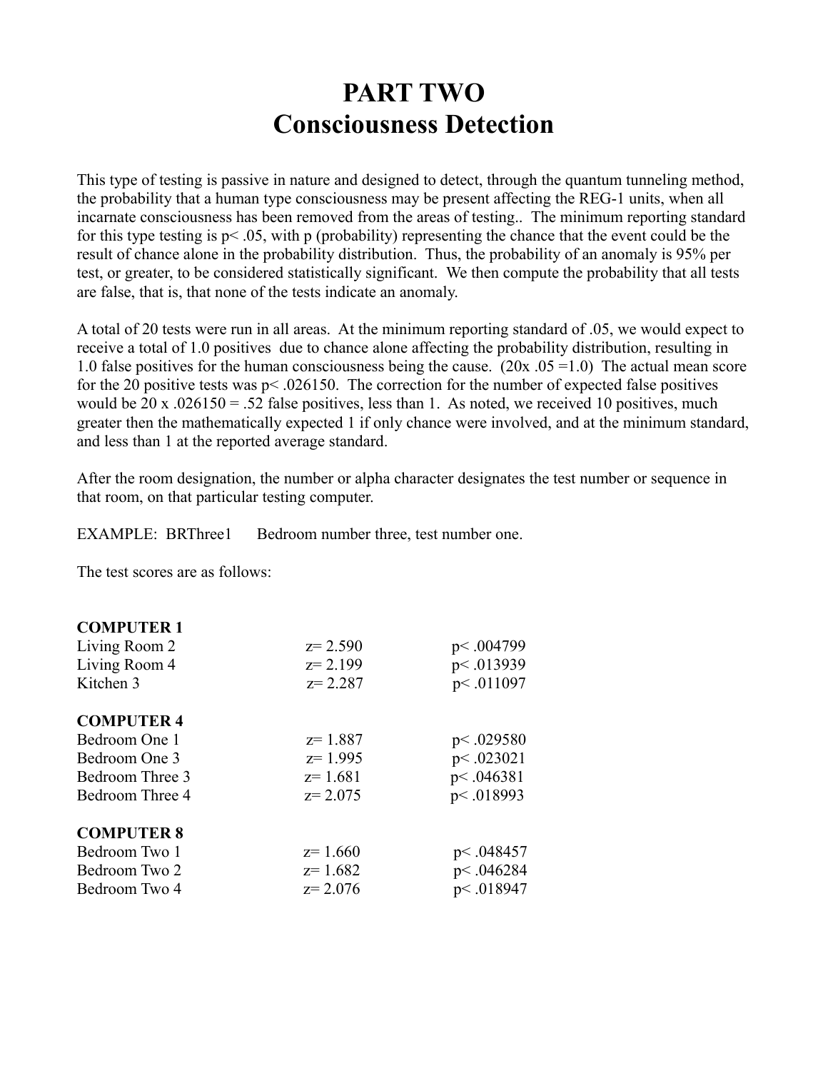# PART TWO
# Consciousness Detection

This type of testing is passive in nature and designed to detect, through the quantum tunneling method, the probability that a human type consciousness may be present affecting the REG-1 units, when all incarnate consciousness has been removed from the areas of testing.. The minimum reporting standard for this type testing is $p < .05$, with p (probability) representing the chance that the event could be the result of chance alone in the probability distribution. Thus, the probability of an anomaly is 95% per test, or greater, to be considered statistically significant. We then compute the probability that all tests are false, that is, that none of the tests indicate an anomaly.

A total of 20 tests were run in all areas. At the minimum reporting standard of .05, we would expect to receive a total of 1.0 positives due to chance alone affecting the probability distribution, resulting in 1.0 false positives for the human consciousness being the cause. ($20 \times .05 = 1.0$) The actual mean score for the 20 positive tests was $p < .026150$. The correction for the number of expected false positives would be $20 \times .026150 = .52$ false positives, less than 1. As noted, we received 10 positives, much greater then the mathematically expected 1 if only chance were involved, and at the minimum standard, and less than 1 at the reported average standard.

After the room designation, the number or alpha character designates the test number or sequence in that room, on that particular testing computer.

EXAMPLE: BRThree1 Bedroom number three, test number one.

The test scores are as follows:

| | | |
|---|---|---|
| **COMPUTER 1** | | |
| Living Room 2 | $z = 2.590$ | $p < .004799$ |
| Living Room 4 | $z = 2.199$ | $p < .013939$ |
| Kitchen 3 | $z = 2.287$ | $p < .011097$ |
| **COMPUTER 4** | | |
| Bedroom One 1 | $z = 1.887$ | $p < .029580$ |
| Bedroom One 3 | $z = 1.995$ | $p < .023021$ |
| Bedroom Three 3 | $z = 1.681$ | $p < .046381$ |
| Bedroom Three 4 | $z = 2.075$ | $p < .018993$ |
| **COMPUTER 8** | | |
| Bedroom Two 1 | $z = 1.660$ | $p < .048457$ |
| Bedroom Two 2 | $z = 1.682$ | $p < .046284$ |
| Bedroom Two 4 | $z = 2.076$ | $p < .018947$ |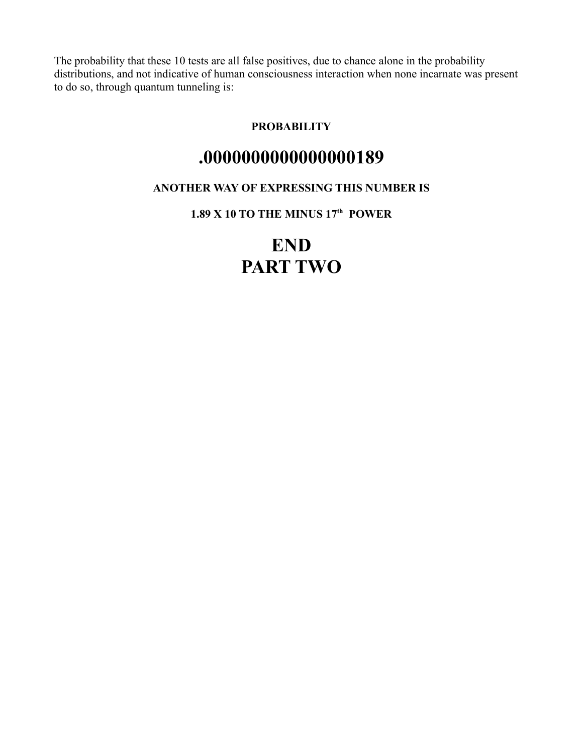The probability that these 10 tests are all false positives, due to chance alone in the probability distributions, and not indicative of human consciousness interaction when none incarnate was present to do so, through quantum tunneling is:

**PROBABILITY**

## .0000000000000000189

**ANOTHER WAY OF EXPRESSING THIS NUMBER IS**

**1.89 X 10 TO THE MINUS 17th POWER**

# END
# PART TWO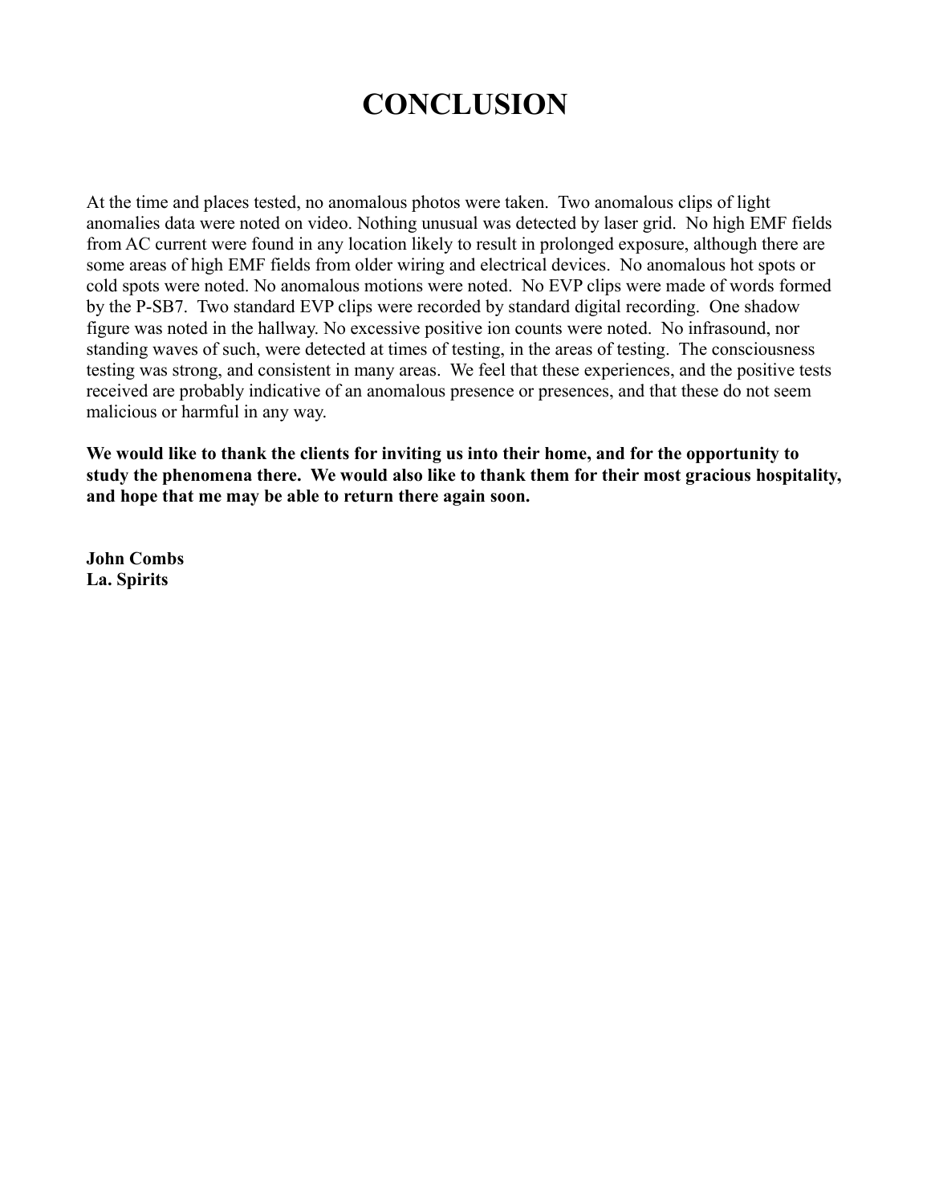# CONCLUSION

At the time and places tested, no anomalous photos were taken. Two anomalous clips of light anomalies data were noted on video. Nothing unusual was detected by laser grid. No high EMF fields from AC current were found in any location likely to result in prolonged exposure, although there are some areas of high EMF fields from older wiring and electrical devices. No anomalous hot spots or cold spots were noted. No anomalous motions were noted. No EVP clips were made of words formed by the P-SB7. Two standard EVP clips were recorded by standard digital recording. One shadow figure was noted in the hallway. No excessive positive ion counts were noted. No infrasound, nor standing waves of such, were detected at times of testing, in the areas of testing. The consciousness testing was strong, and consistent in many areas. We feel that these experiences, and the positive tests received are probably indicative of an anomalous presence or presences, and that these do not seem malicious or harmful in any way.

**We would like to thank the clients for inviting us into their home, and for the opportunity to study the phenomena there. We would also like to thank them for their most gracious hospitality, and hope that me may be able to return there again soon.**

**John Combs**
**La. Spirits**